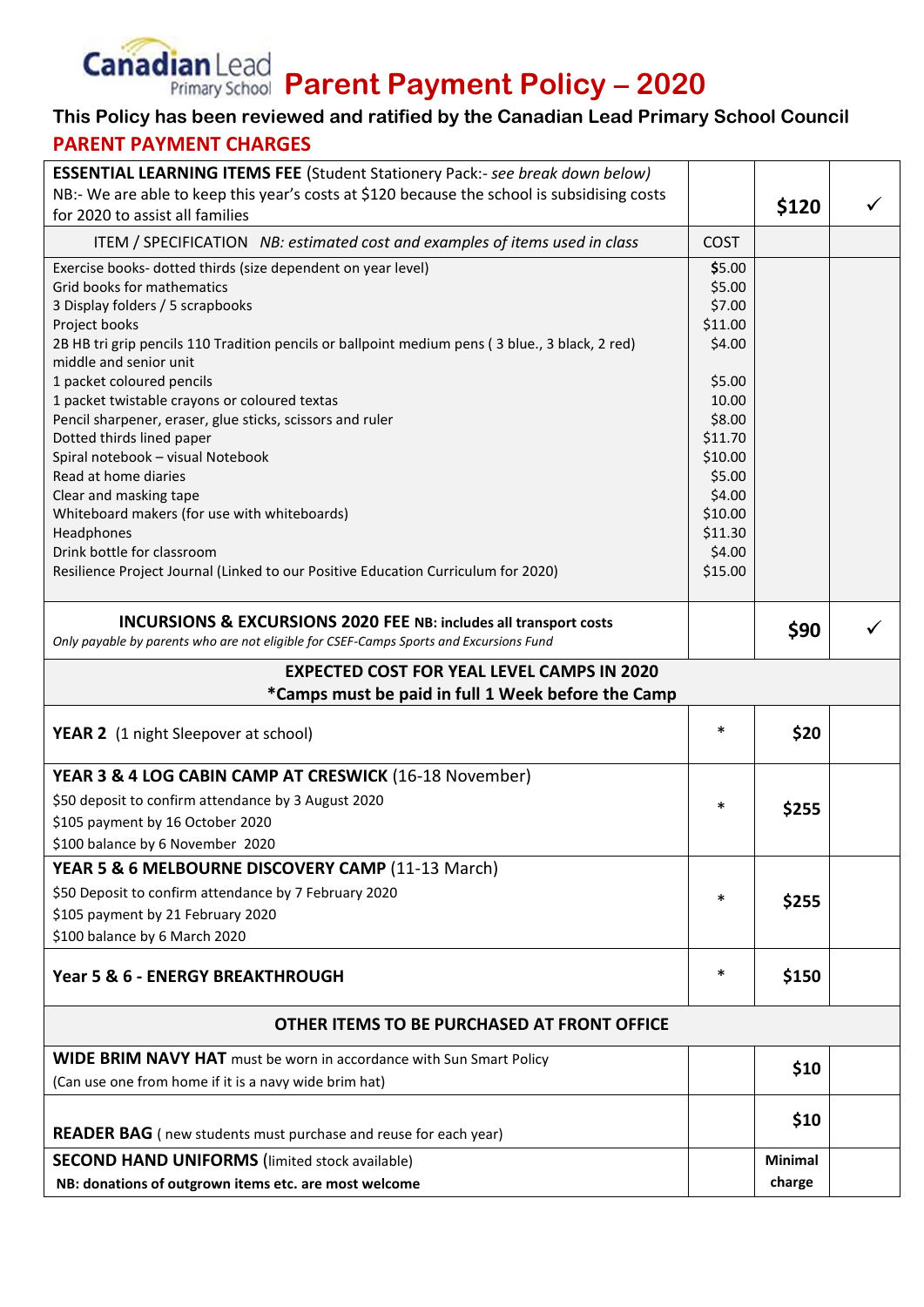# Canadian Lead Primary School Parent Payment Policy – 2020

**This Policy has been reviewed and ratified by the Canadian Lead Primary School Council**

## PARENT PAYMENT CHARGES

| | | | |
|---|---|---|---|
| **ESSENTIAL LEARNING ITEMS FEE** (Student Stationery Pack:- *see break down below)* NB:- We are able to keep this year's costs at $120 because the school is subsidising costs for 2020 to assist all families | | **$120** | ✓ |
| ITEM / SPECIFICATION *NB: estimated cost and examples of items used in class* | COST | | |
| Exercise books- dotted thirds (size dependent on year level) | $5.00 | | |
| Grid books for mathematics | $5.00 | | |
| 3 Display folders / 5 scrapbooks | $7.00 | | |
| Project books | $11.00 | | |
| 2B HB tri grip pencils 110 Tradition pencils or ballpoint medium pens ( 3 blue., 3 black, 2 red) middle and senior unit | $4.00 | | |
| 1 packet coloured pencils | $5.00 | | |
| 1 packet twistable crayons or coloured textas | 10.00 | | |
| Pencil sharpener, eraser, glue sticks, scissors and ruler | $8.00 | | |
| Dotted thirds lined paper | $11.70 | | |
| Spiral notebook – visual Notebook | $10.00 | | |
| Read at home diaries | $5.00 | | |
| Clear and masking tape | $4.00 | | |
| Whiteboard makers (for use with whiteboards) | $10.00 | | |
| Headphones | $11.30 | | |
| Drink bottle for classroom | $4.00 | | |
| Resilience Project Journal (Linked to our Positive Education Curriculum for 2020) | $15.00 | | |
| **INCURSIONS & EXCURSIONS 2020 FEE NB: includes all transport costs** *Only payable by parents who are not eligible for CSEF-Camps Sports and Excursions Fund* | | **$90** | ✓ |
| **EXPECTED COST FOR YEAL LEVEL CAMPS IN 2020** **\*Camps must be paid in full 1 Week before the Camp** | | | |
| **YEAR 2** (1 night Sleepover at school) | * | **$20** | |
| **YEAR 3 & 4 LOG CABIN CAMP AT CRESWICK** (16-18 November) $50 deposit to confirm attendance by 3 August 2020 $105 payment by 16 October 2020 $100 balance by 6 November 2020 | * | **$255** | |
| **YEAR 5 & 6 MELBOURNE DISCOVERY CAMP** (11-13 March) $50 Deposit to confirm attendance by 7 February 2020 $105 payment by 21 February 2020 $100 balance by 6 March 2020 | * | **$255** | |
| **Year 5 & 6 - ENERGY BREAKTHROUGH** | * | **$150** | |
| **OTHER ITEMS TO BE PURCHASED AT FRONT OFFICE** | | | |
| **WIDE BRIM NAVY HAT** must be worn in accordance with Sun Smart Policy (Can use one from home if it is a navy wide brim hat) | | **$10** | |
| **READER BAG** ( new students must purchase and reuse for each year) | | **$10** | |
| **SECOND HAND UNIFORMS** (limited stock available) **NB: donations of outgrown items etc. are most welcome** | | **Minimal charge** | |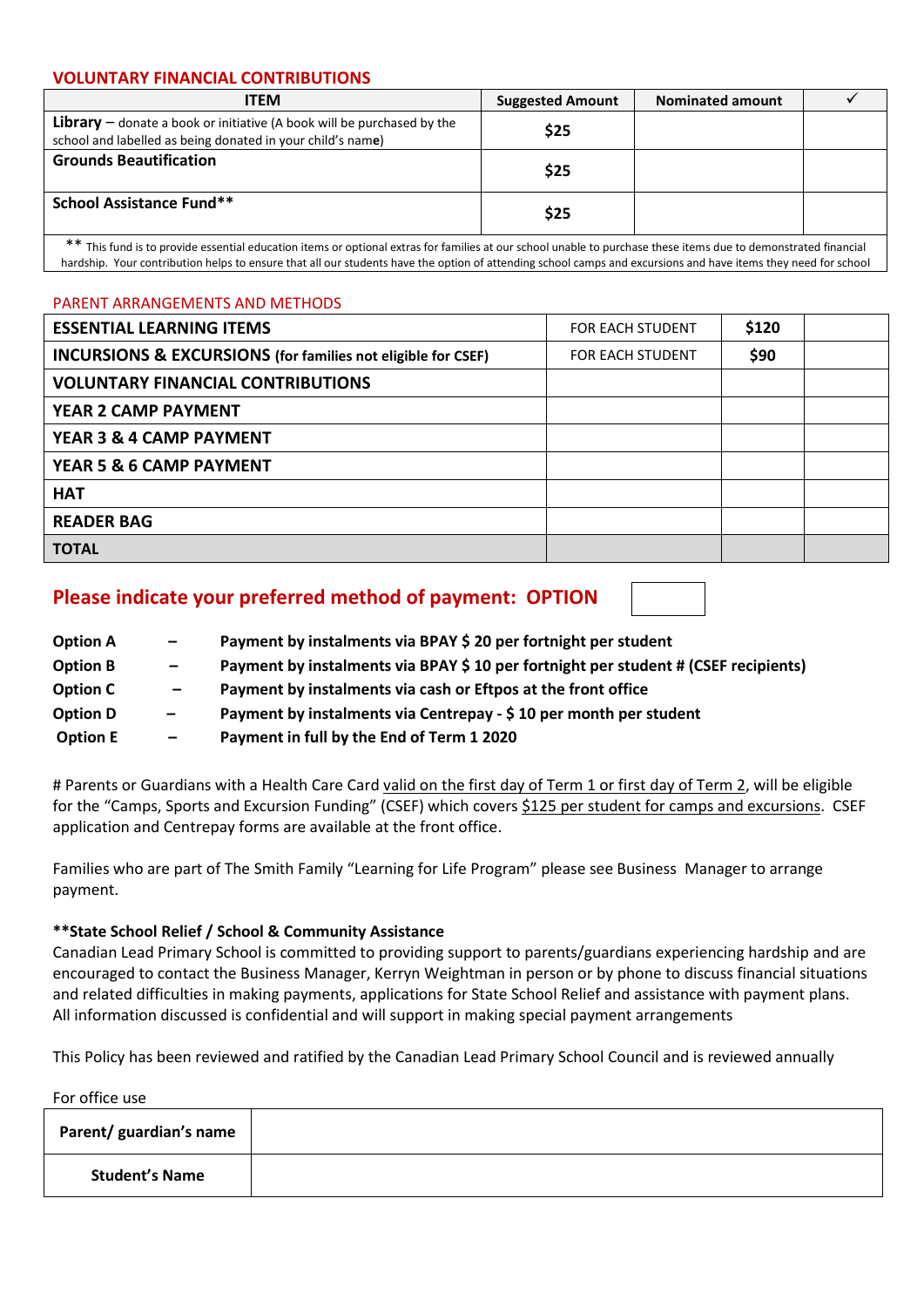## VOLUNTARY FINANCIAL CONTRIBUTIONS

| ITEM | Suggested Amount | Nominated amount | ✓ |
|---|---|---|---|
| **Library** – donate a book or initiative (A book will be purchased by the school and labelled as being donated in your child's name) | **$25** | | |
| **Grounds Beautification** | **$25** | | |
| **School Assistance Fund**** | **$25** | | |
| ** This fund is to provide essential education items or optional extras for families at our school unable to purchase these items due to demonstrated financial hardship. Your contribution helps to ensure that all our students have the option of attending school camps and excursions and have items they need for school | | | |

## PARENT ARRANGEMENTS AND METHODS

| | | | |
|---|---|---|---|
| **ESSENTIAL LEARNING ITEMS** | FOR EACH STUDENT | **$120** | |
| **INCURSIONS & EXCURSIONS (for families not eligible for CSEF)** | FOR EACH STUDENT | **$90** | |
| **VOLUNTARY FINANCIAL CONTRIBUTIONS** | | | |
| **YEAR 2 CAMP PAYMENT** | | | |
| **YEAR 3 & 4 CAMP PAYMENT** | | | |
| **YEAR 5 & 6 CAMP PAYMENT** | | | |
| **HAT** | | | |
| **READER BAG** | | | |
| **TOTAL** | | | |

## Please indicate your preferred method of payment: OPTION

**Option A – Payment by instalments via BPAY $ 20 per fortnight per student**

**Option B – Payment by instalments via BPAY $ 10 per fortnight per student # (CSEF recipients)**

**Option C – Payment by instalments via cash or Eftpos at the front office**

**Option D – Payment by instalments via Centrepay - $ 10 per month per student**

**Option E – Payment in full by the End of Term 1 2020**

# Parents or Guardians with a Health Care Card valid on the first day of Term 1 or first day of Term 2, will be eligible for the "Camps, Sports and Excursion Funding" (CSEF) which covers $125 per student for camps and excursions. CSEF application and Centrepay forms are available at the front office.

Families who are part of The Smith Family "Learning for Life Program" please see Business Manager to arrange payment.

**\*\*State School Relief / School & Community Assistance**

Canadian Lead Primary School is committed to providing support to parents/guardians experiencing hardship and are encouraged to contact the Business Manager, Kerryn Weightman in person or by phone to discuss financial situations and related difficulties in making payments, applications for State School Relief and assistance with payment plans. All information discussed is confidential and will support in making special payment arrangements

This Policy has been reviewed and ratified by the Canadian Lead Primary School Council and is reviewed annually

For office use

| | |
|---|---|
| **Parent/ guardian's name** | |
| **Student's Name** | |